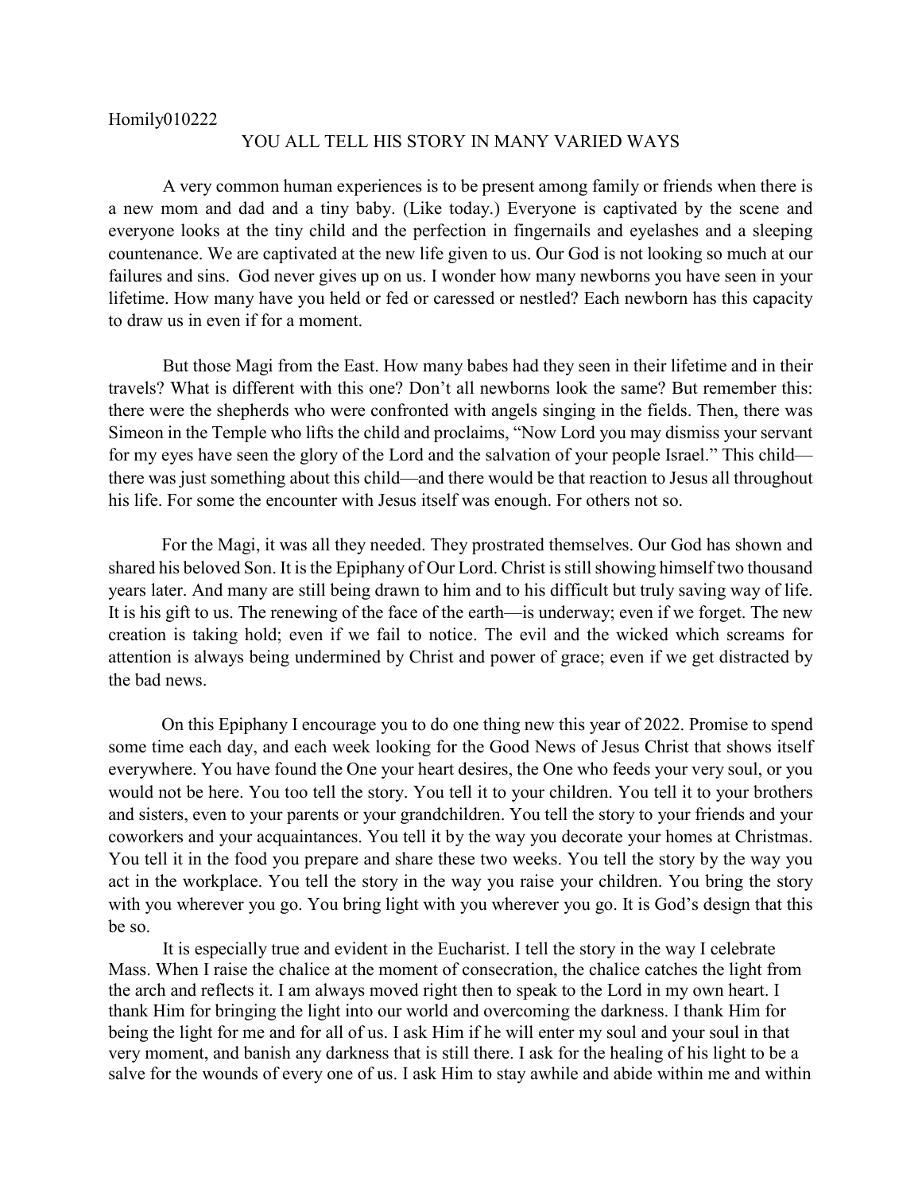Homily010222

# YOU ALL TELL HIS STORY IN MANY VARIED WAYS

A very common human experiences is to be present among family or friends when there is a new mom and dad and a tiny baby. (Like today.) Everyone is captivated by the scene and everyone looks at the tiny child and the perfection in fingernails and eyelashes and a sleeping countenance. We are captivated at the new life given to us. Our God is not looking so much at our failures and sins. God never gives up on us. I wonder how many newborns you have seen in your lifetime. How many have you held or fed or caressed or nestled? Each newborn has this capacity to draw us in even if for a moment.

But those Magi from the East. How many babes had they seen in their lifetime and in their travels? What is different with this one? Don't all newborns look the same? But remember this: there were the shepherds who were confronted with angels singing in the fields. Then, there was Simeon in the Temple who lifts the child and proclaims, "Now Lord you may dismiss your servant for my eyes have seen the glory of the Lord and the salvation of your people Israel." This child—there was just something about this child—and there would be that reaction to Jesus all throughout his life. For some the encounter with Jesus itself was enough. For others not so.

For the Magi, it was all they needed. They prostrated themselves. Our God has shown and shared his beloved Son. It is the Epiphany of Our Lord. Christ is still showing himself two thousand years later. And many are still being drawn to him and to his difficult but truly saving way of life. It is his gift to us. The renewing of the face of the earth—is underway; even if we forget. The new creation is taking hold; even if we fail to notice. The evil and the wicked which screams for attention is always being undermined by Christ and power of grace; even if we get distracted by the bad news.

On this Epiphany I encourage you to do one thing new this year of 2022. Promise to spend some time each day, and each week looking for the Good News of Jesus Christ that shows itself everywhere. You have found the One your heart desires, the One who feeds your very soul, or you would not be here. You too tell the story. You tell it to your children. You tell it to your brothers and sisters, even to your parents or your grandchildren. You tell the story to your friends and your coworkers and your acquaintances. You tell it by the way you decorate your homes at Christmas. You tell it in the food you prepare and share these two weeks. You tell the story by the way you act in the workplace. You tell the story in the way you raise your children. You bring the story with you wherever you go. You bring light with you wherever you go. It is God's design that this be so.

It is especially true and evident in the Eucharist. I tell the story in the way I celebrate Mass. When I raise the chalice at the moment of consecration, the chalice catches the light from the arch and reflects it. I am always moved right then to speak to the Lord in my own heart. I thank Him for bringing the light into our world and overcoming the darkness. I thank Him for being the light for me and for all of us. I ask Him if he will enter my soul and your soul in that very moment, and banish any darkness that is still there. I ask for the healing of his light to be a salve for the wounds of every one of us. I ask Him to stay awhile and abide within me and within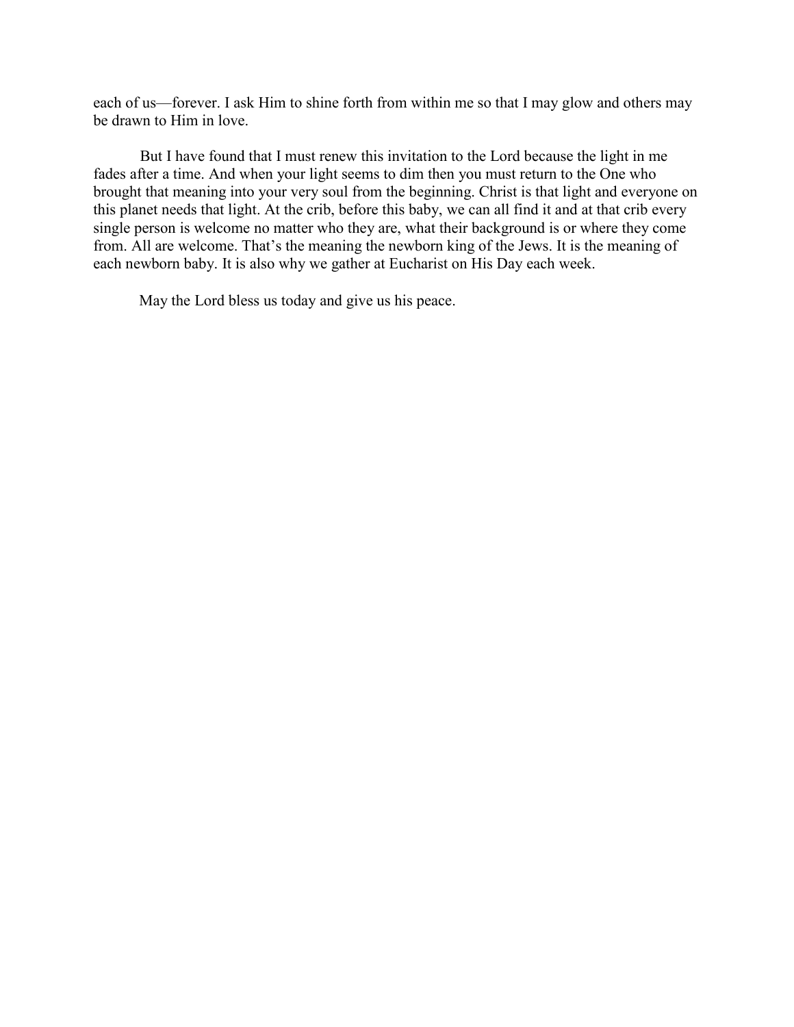each of us—forever. I ask Him to shine forth from within me so that I may glow and others may be drawn to Him in love.

But I have found that I must renew this invitation to the Lord because the light in me fades after a time. And when your light seems to dim then you must return to the One who brought that meaning into your very soul from the beginning. Christ is that light and everyone on this planet needs that light. At the crib, before this baby, we can all find it and at that crib every single person is welcome no matter who they are, what their background is or where they come from. All are welcome. That's the meaning the newborn king of the Jews. It is the meaning of each newborn baby. It is also why we gather at Eucharist on His Day each week.

May the Lord bless us today and give us his peace.